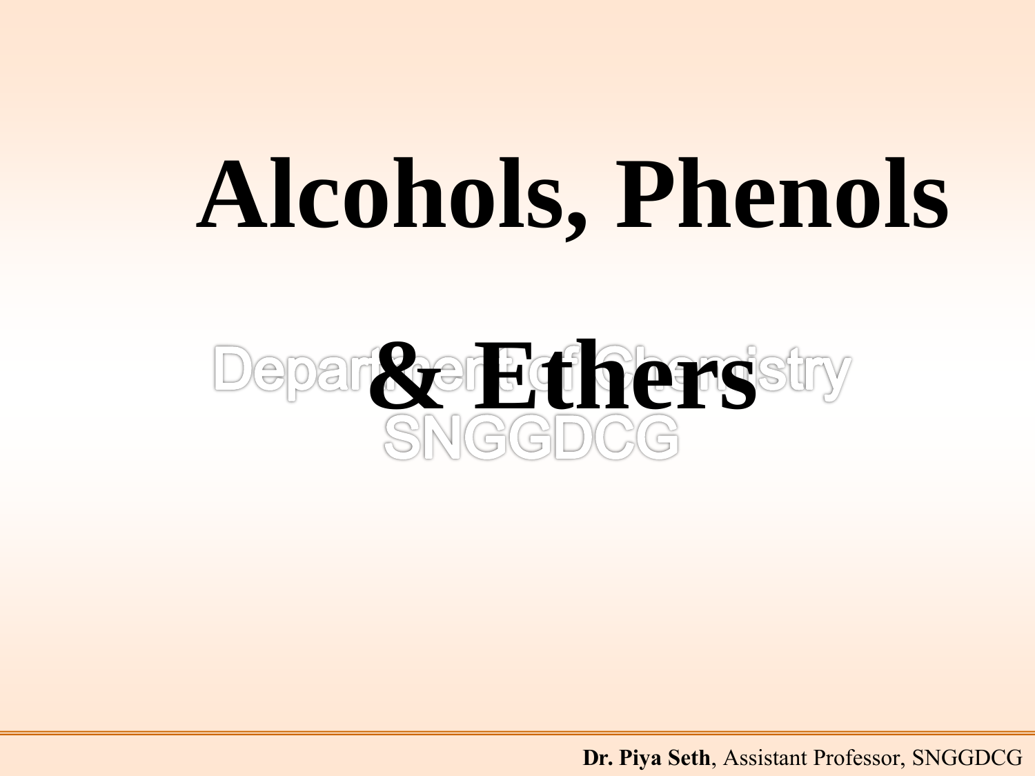# Alcohols, Phenols & Ethers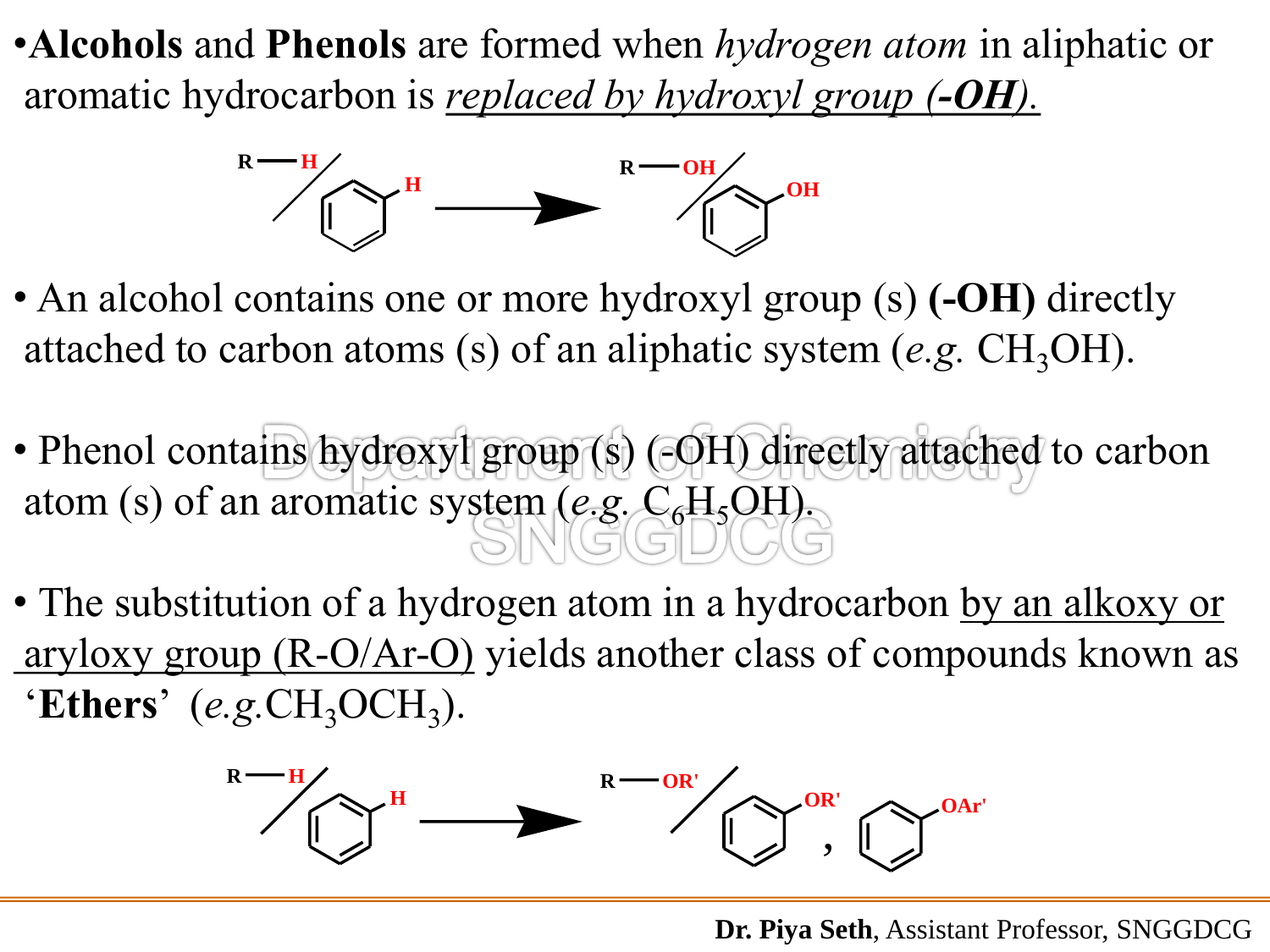- **Alcohols** and **Phenols** are formed when *hydrogen atom* in aliphatic or aromatic hydrocarbon is *replaced by hydroxyl group (**-OH**).*

- An alcohol contains one or more hydroxyl group (s) **(-OH)** directly attached to carbon atoms (s) of an aliphatic system (*e.g.* $CH_3OH$).

- Phenol contains hydroxyl group (s) (-OH) directly attached to carbon atom (s) of an aromatic system (*e.g.* $C_6H_5OH$).

- The substitution of a hydrogen atom in a hydrocarbon by an alkoxy or aryloxy group (R-O/Ar-O) yields another class of compounds known as '**Ethers**' (*e.g.* $CH_3OCH_3$).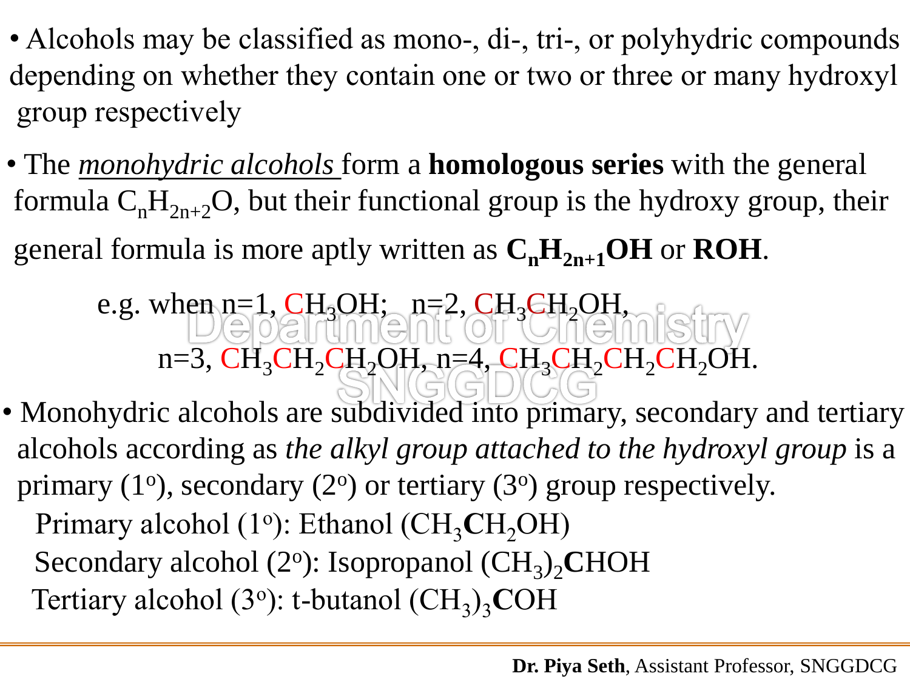- Alcohols may be classified as mono-, di-, tri-, or polyhydric compounds depending on whether they contain one or two or three or many hydroxyl group respectively

- The *monohydric alcohols* form a **homologous series** with the general formula $C_nH_{2n+2}O$, but their functional group is the hydroxy group, their general formula is more aptly written as $\mathbf{C_nH_{2n+1}OH}$ or **ROH**.

  e.g. when n=1, $CH_3OH$; n=2, $CH_3CH_2OH$,

  n=3, $CH_3CH_2CH_2OH$, n=4, $CH_3CH_2CH_2CH_2OH$.

- Monohydric alcohols are subdivided into primary, secondary and tertiary alcohols according as *the alkyl group attached to the hydroxyl group* is a primary (1°), secondary (2°) or tertiary (3°) group respectively.

  Primary alcohol (1°): Ethanol ($CH_3\mathbf{C}H_2OH$)

  Secondary alcohol (2°): Isopropanol $(CH_3)_2\mathbf{C}HOH$

  Tertiary alcohol (3°): t-butanol $(CH_3)_3\mathbf{C}OH$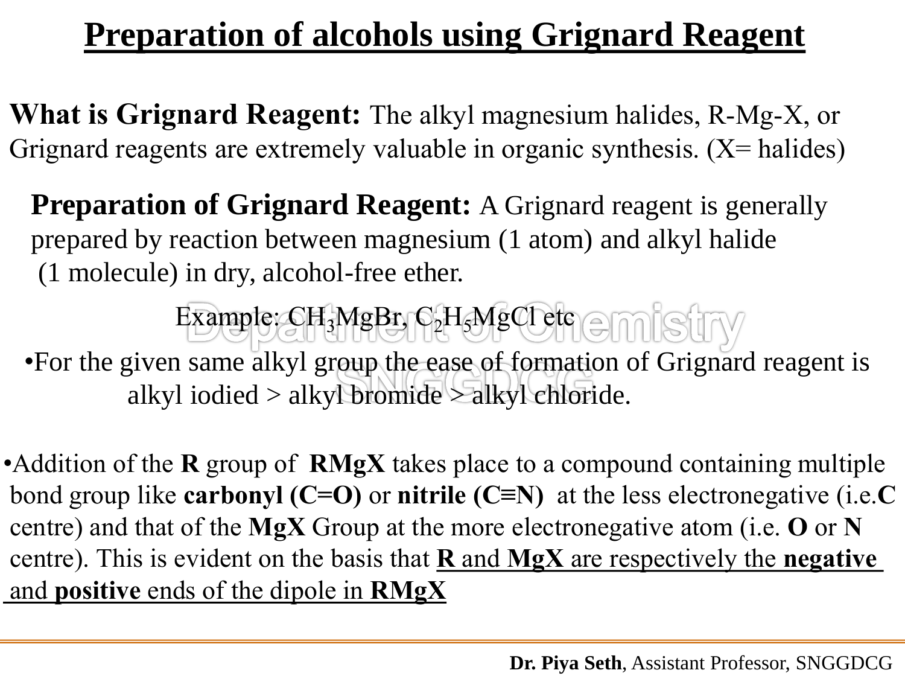# Preparation of alcohols using Grignard Reagent

**What is Grignard Reagent:** The alkyl magnesium halides, R-Mg-X, or Grignard reagents are extremely valuable in organic synthesis. (X= halides)

**Preparation of Grignard Reagent:** A Grignard reagent is generally prepared by reaction between magnesium (1 atom) and alkyl halide (1 molecule) in dry, alcohol-free ether.

Example: $CH_3MgBr$, $C_2H_5MgCl$ etc

- For the given same alkyl group the ease of formation of Grignard reagent is alkyl iodied > alkyl bromide > alkyl chloride.

- Addition of the **R** group of **RMgX** takes place to a compound containing multiple bond group like **carbonyl (C=O)** or **nitrile (C≡N)** at the less electronegative (i.e.**C** centre) and that of the **MgX** Group at the more electronegative atom (i.e. **O** or **N** centre). This is evident on the basis that **R** and **MgX** are respectively the **negative** and **positive** ends of the dipole in **RMgX**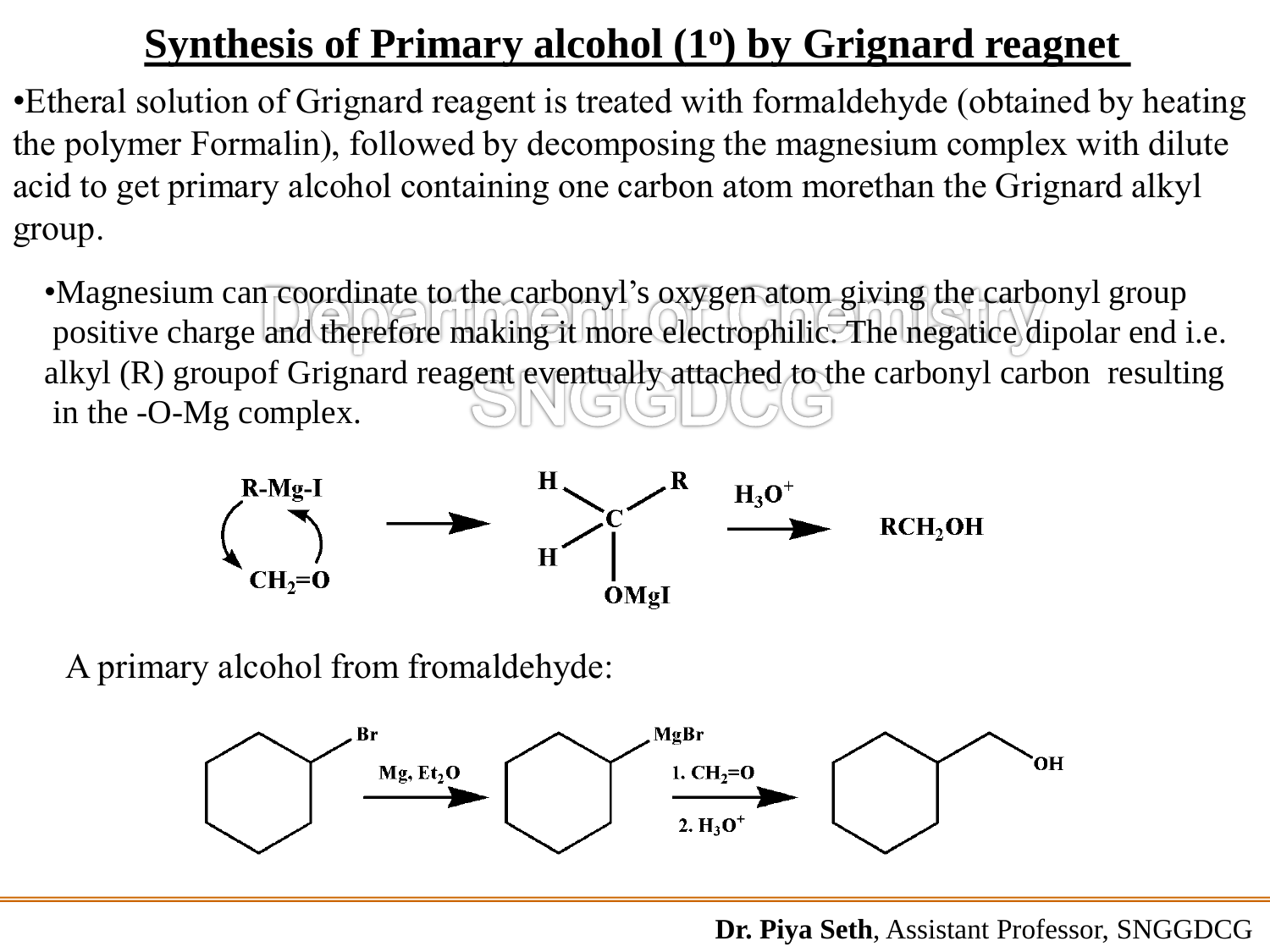# Synthesis of Primary alcohol (1°) by Grignard reagnet

- Etheral solution of Grignard reagent is treated with formaldehyde (obtained by heating the polymer Formalin), followed by decomposing the magnesium complex with dilute acid to get primary alcohol containing one carbon atom morethan the Grignard alkyl group.

- Magnesium can coordinate to the carbonyl's oxygen atom giving the carbonyl group positive charge and therefore making it more electrophilic. The negatice dipolar end i.e. alkyl (R) groupof Grignard reagent eventually attached to the carbonyl carbon resulting in the -O-Mg complex.

$$R\text{-}Mg\text{-}I + CH_2{=}O \longrightarrow H_2C(R)\text{-}OMgI \xrightarrow{H_3O^+} RCH_2OH$$

A primary alcohol from fromaldehyde:

$$C_6H_{11}Br \xrightarrow{Mg,\ Et_2O} C_6H_{11}MgBr \xrightarrow[2.\ H_3O^+]{1.\ CH_2=O} C_6H_{11}CH_2OH$$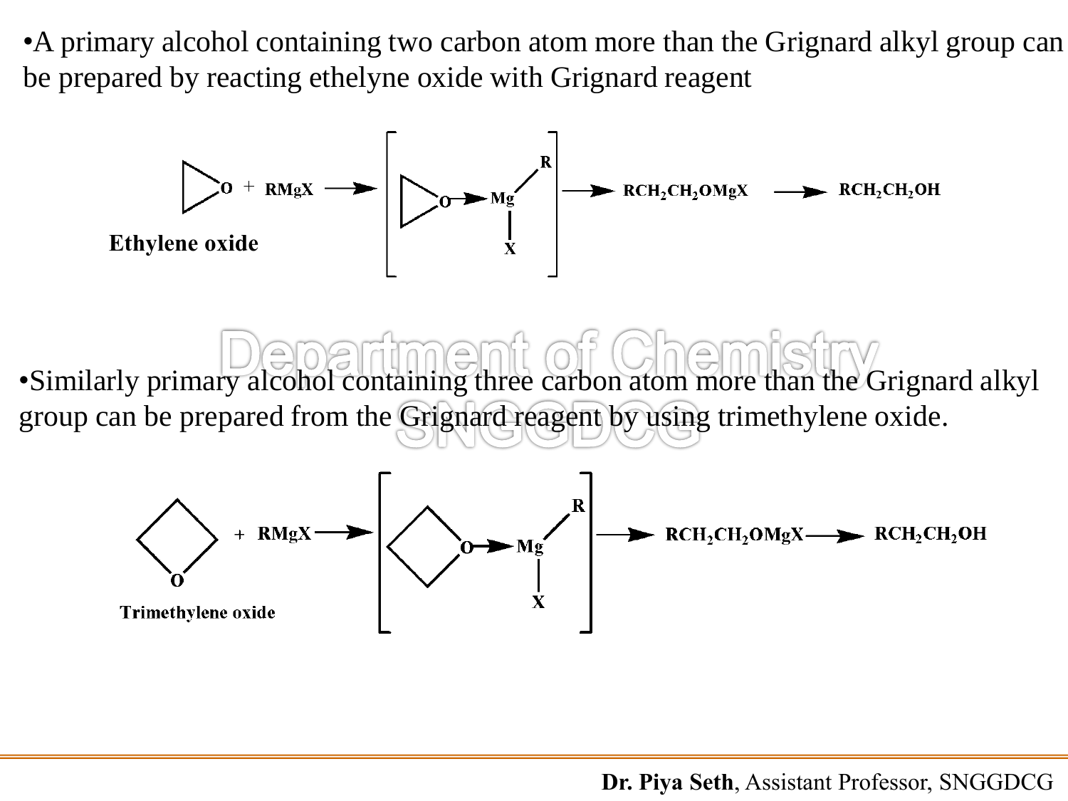- A primary alcohol containing two carbon atom more than the Grignard alkyl group can be prepared by reacting ethelyne oxide with Grignard reagent

$$\text{Ethylene oxide} + RMgX \longrightarrow [\text{complex}] \longrightarrow RCH_2CH_2OMgX \longrightarrow RCH_2CH_2OH$$

Ethylene oxide

- Similarly primary alcohol containing three carbon atom more than the Grignard alkyl group can be prepared from the Grignard reagent by using trimethylene oxide.

$$\text{Trimethylene oxide} + RMgX \longrightarrow [\text{complex}] \longrightarrow RCH_2CH_2OMgX \longrightarrow RCH_2CH_2OH$$

Trimethylene oxide

**Dr. Piya Seth**, Assistant Professor, SNGGDCG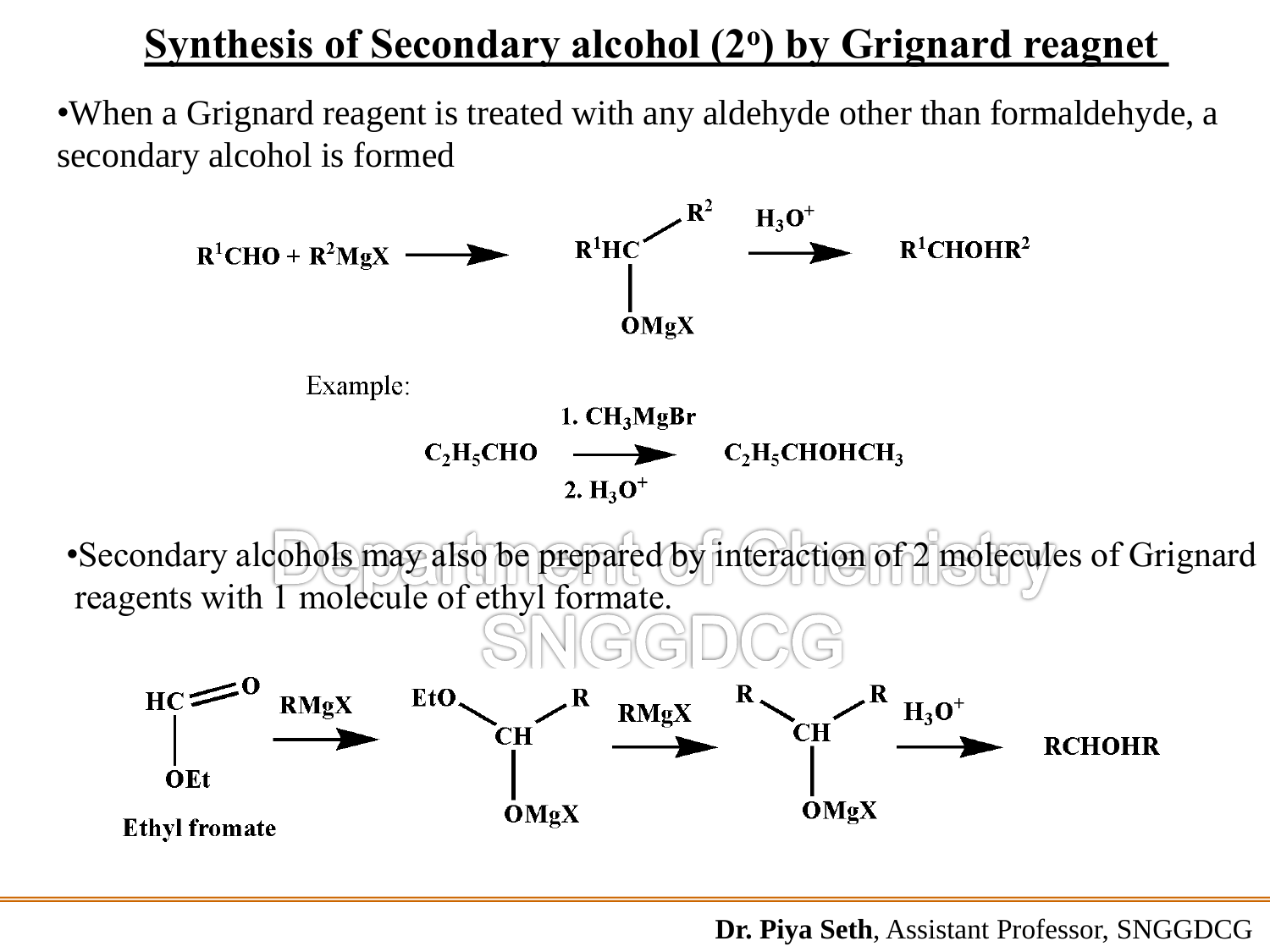# Synthesis of Secondary alcohol (2°) by Grignard reagnet

- When a Grignard reagent is treated with any aldehyde other than formaldehyde, a secondary alcohol is formed

$$R^1CHO + R^2MgX \longrightarrow R^1HC(R^2)(OMgX) \xrightarrow{H_3O^+} R^1CHOHR^2$$

Example:

$$C_2H_5CHO \xrightarrow[2.\ H_3O^+]{1.\ CH_3MgBr} C_2H_5CHOHCH_3$$

- Secondary alcohols may also be prepared by interaction of 2 molecules of Grignard reagents with 1 molecule of ethyl formate.

$$HC(=O)(OEt) \xrightarrow{RMgX} EtO\text{–}CH(R)(OMgX) \xrightarrow{RMgX} R\text{–}CH(R)(OMgX) \xrightarrow{H_3O^+} RCHOHR$$

Ethyl fromate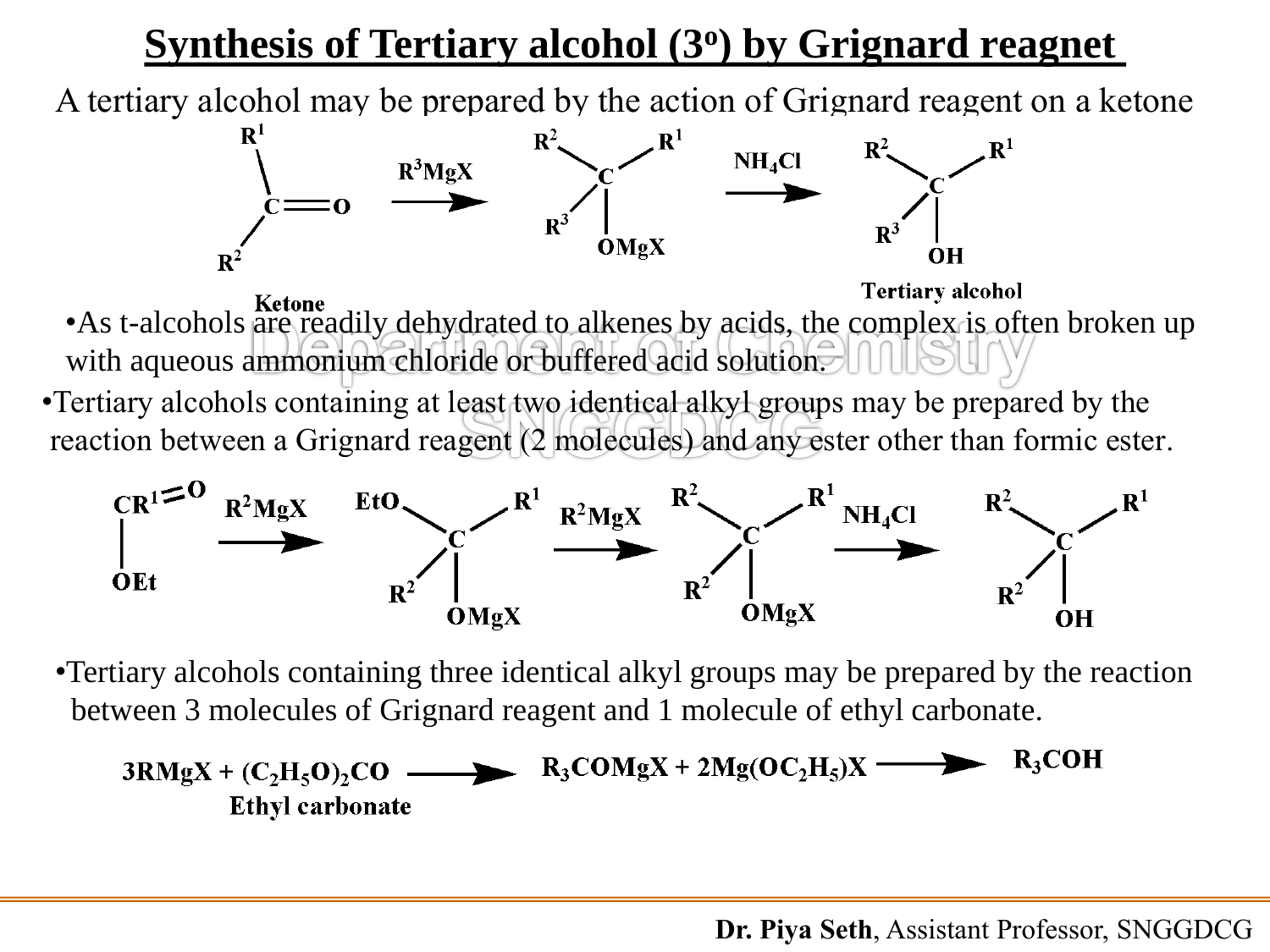# Synthesis of Tertiary alcohol (3º) by Grignard reagnet

A tertiary alcohol may be prepared by the action of Grignard reagent on a ketone

$$R^1R^2C{=}O \xrightarrow{R^3MgX} R^1R^2R^3C{-}OMgX \xrightarrow{NH_4Cl} R^1R^2R^3C{-}OH$$

Ketone → Tertiary alcohol

- As t-alcohols are readily dehydrated to alkenes by acids, the complex is often broken up with aqueous ammonium chloride or buffered acid solution.
- Tertiary alcohols containing at least two identical alkyl groups may be prepared by the reaction between a Grignard reagent (2 molecules) and any ester other than formic ester.

$$R^1C(=O)OEt \xrightarrow{R^2MgX} R^1R^2C(OEt)(OMgX) \xrightarrow{R^2MgX} R^1R^2R^2C{-}OMgX \xrightarrow{NH_4Cl} R^1R^2R^2C{-}OH$$

- Tertiary alcohols containing three identical alkyl groups may be prepared by the reaction between 3 molecules of Grignard reagent and 1 molecule of ethyl carbonate.

$$3RMgX + (C_2H_5O)_2CO \longrightarrow R_3COMgX + 2Mg(OC_2H_5)X \longrightarrow R_3COH$$

Ethyl carbonate

**Dr. Piya Seth**, Assistant Professor, SNGGDCG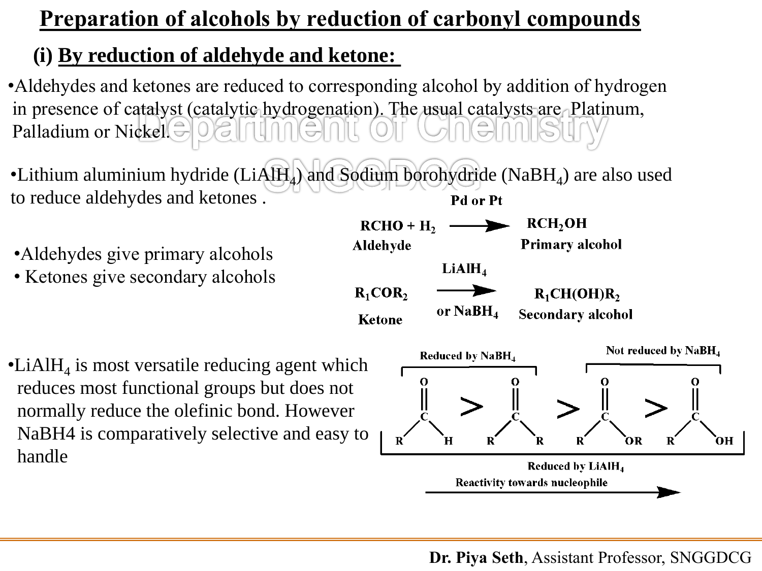# Preparation of alcohols by reduction of carbonyl compounds

## (i) By reduction of aldehyde and ketone:

- Aldehydes and ketones are reduced to corresponding alcohol by addition of hydrogen in presence of catalyst (catalytic hydrogenation). The usual catalysts are Platinum, Palladium or Nickel.

- Lithium aluminium hydride ($LiAlH_4$) and Sodium borohydride ($NaBH_4$) are also used to reduce aldehydes and ketones .

$$\underset{\text{Aldehyde}}{RCHO + H_2} \xrightarrow{\text{Pd or Pt}} \underset{\text{Primary alcohol}}{RCH_2OH}$$

$$\underset{\text{Ketone}}{R_1COR_2} \xrightarrow[\text{or } NaBH_4]{LiAlH_4} \underset{\text{Secondary alcohol}}{R_1CH(OH)R_2}$$

- Aldehydes give primary alcohols
- Ketones give secondary alcohols

- $LiAlH_4$ is most versatile reducing agent which reduces most functional groups but does not normally reduce the olefinic bond. However NaBH4 is comparatively selective and easy to handle

Reduced by $NaBH_4$: RCHO, RCOR | Not reduced by $NaBH_4$: RCOOR, RCOOH

$$RCHO > RCOR > RCOOR > RCOOH$$

Reduced by $LiAlH_4$ (all four)

Reactivity towards nucleophile →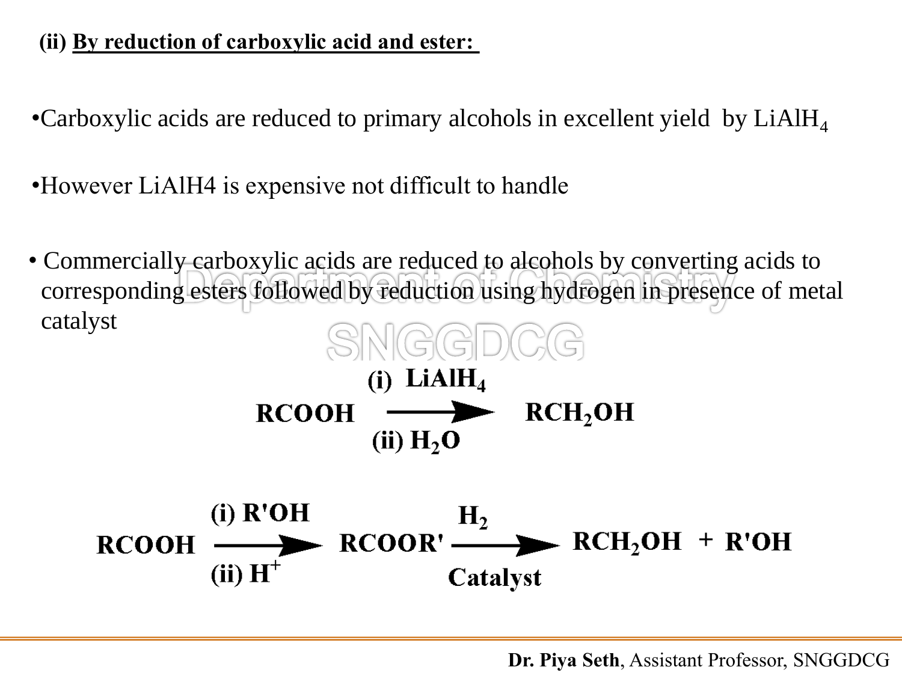**(ii) By reduction of carboxylic acid and ester:**

- Carboxylic acids are reduced to primary alcohols in excellent yield by $LiAlH_4$

- However LiAlH4 is expensive not difficult to handle

- Commercially carboxylic acids are reduced to alcohols by converting acids to corresponding esters followed by reduction using hydrogen in presence of metal catalyst

$$RCOOH \xrightarrow[\text{(ii) } H_2O]{\text{(i) } LiAlH_4} RCH_2OH$$

$$RCOOH \xrightarrow[\text{(ii) } H^+]{\text{(i) } R'OH} RCOOR' \xrightarrow[\text{Catalyst}]{H_2} RCH_2OH + R'OH$$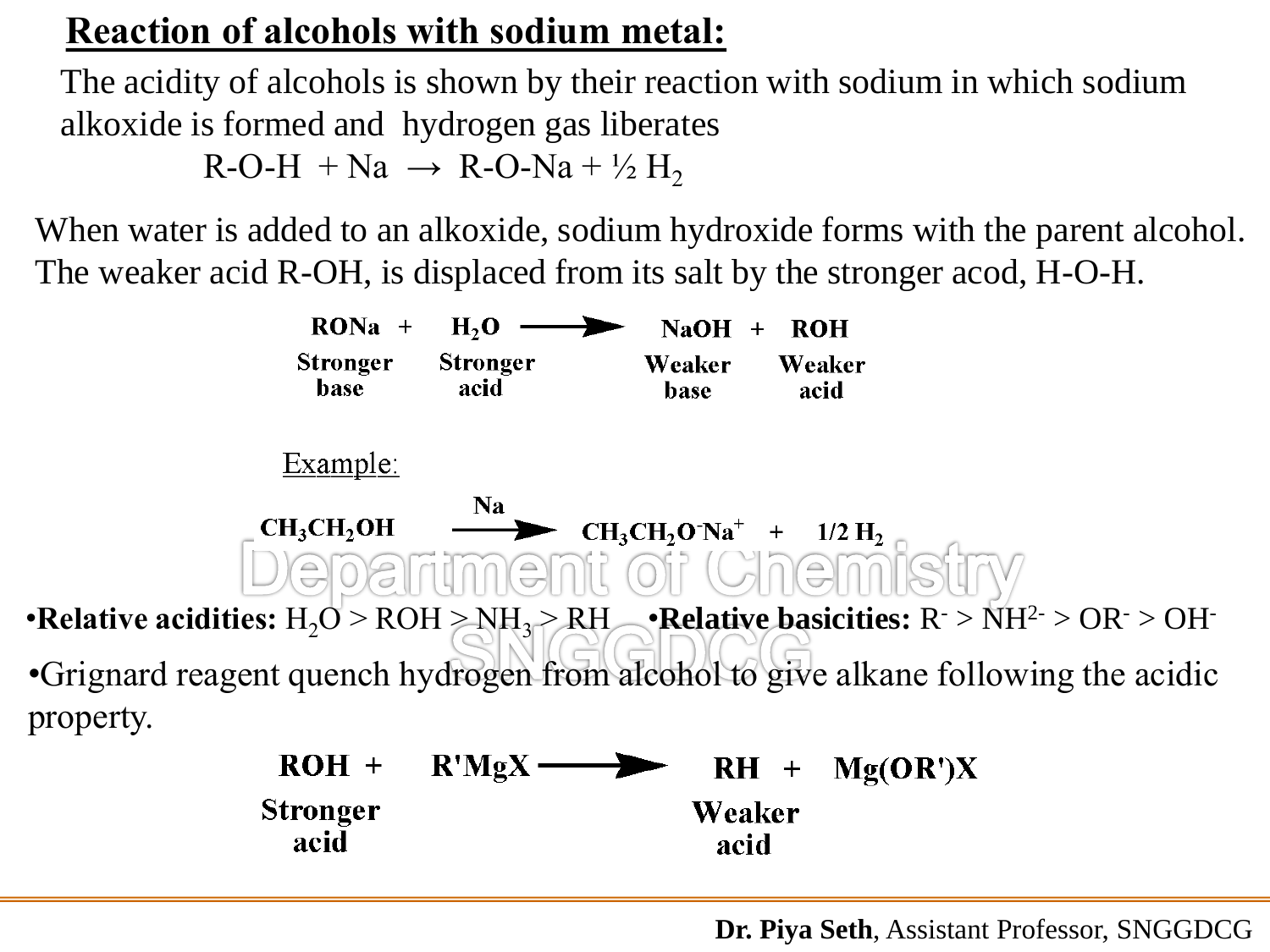## Reaction of alcohols with sodium metal:

The acidity of alcohols is shown by their reaction with sodium in which sodium alkoxide is formed and hydrogen gas liberates

$$R\text{-}O\text{-}H + Na \rightarrow R\text{-}O\text{-}Na + ½ H_2$$

When water is added to an alkoxide, sodium hydroxide forms with the parent alcohol. The weaker acid R-OH, is displaced from its salt by the stronger acod, H-O-H.

$$\underset{\text{Stronger base}}{RONa} + \underset{\text{Stronger acid}}{H_2O} \longrightarrow \underset{\text{Weaker base}}{NaOH} + \underset{\text{Weaker acid}}{ROH}$$

Example:

$$CH_3CH_2OH \xrightarrow{Na} CH_3CH_2O^-Na^+ + 1/2\ H_2$$

- **Relative acidities:** $H_2O > ROH > NH_3 > RH$
- **Relative basicities:** $R^- > NH^{2-} > OR^- > OH^-$

- Grignard reagent quench hydrogen from alcohol to give alkane following the acidic property.

$$\underset{\text{Stronger acid}}{ROH} + R'MgX \longrightarrow \underset{\text{Weaker acid}}{RH} + Mg(OR')X$$

**Dr. Piya Seth**, Assistant Professor, SNGGDCG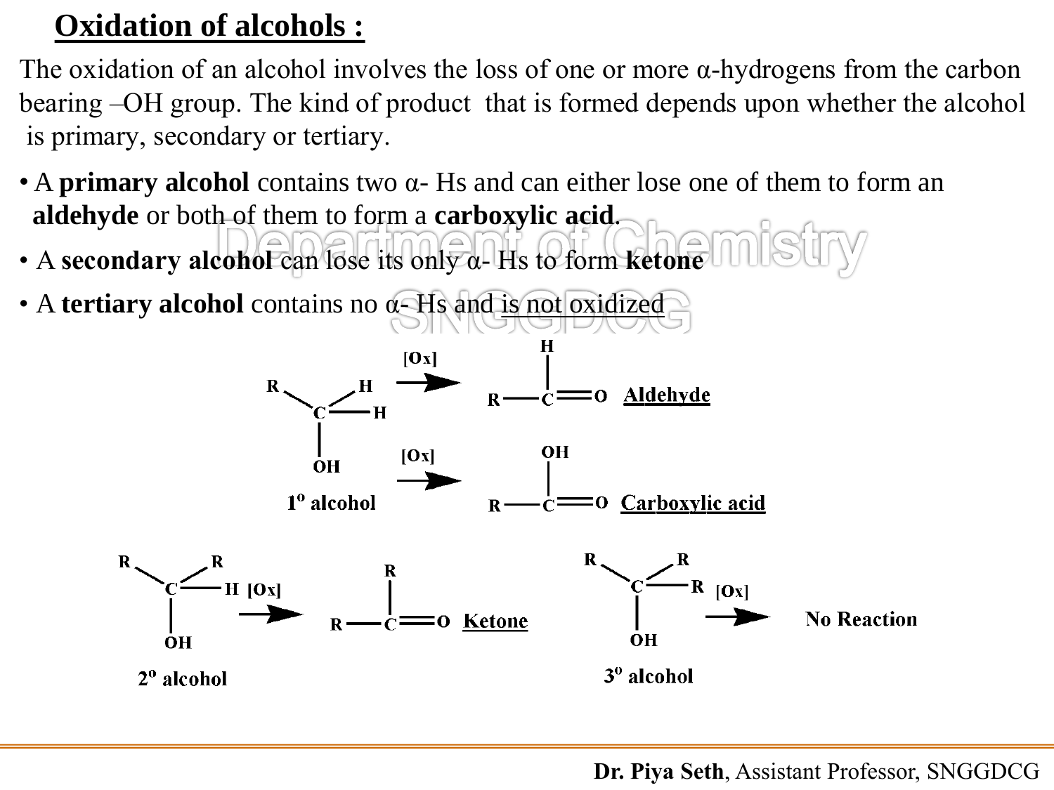## Oxidation of alcohols :

The oxidation of an alcohol involves the loss of one or more α-hydrogens from the carbon bearing –OH group. The kind of product that is formed depends upon whether the alcohol is primary, secondary or tertiary.

- A **primary alcohol** contains two α- Hs and can either lose one of them to form an **aldehyde** or both of them to form a **carboxylic acid**.
- A **secondary alcohol** can lose its only α- Hs to form **ketone**
- A **tertiary alcohol** contains no α- Hs and is not oxidized

$$R\text{–}CH_2\text{–}OH \text{ (1}^{o}\text{ alcohol)} \xrightarrow{[Ox]} R\text{–}CHO \text{ (Aldehyde)}$$

$$R\text{–}CH_2\text{–}OH \text{ (1}^{o}\text{ alcohol)} \xrightarrow{[Ox]} R\text{–}COOH \text{ (Carboxylic acid)}$$

$$R_2CH\text{–}OH \text{ (2}^{o}\text{ alcohol)} \xrightarrow{[Ox]} R_2C{=}O \text{ (Ketone)}$$

$$R_3C\text{–}OH \text{ (3}^{o}\text{ alcohol)} \xrightarrow{[Ox]} \text{No Reaction}$$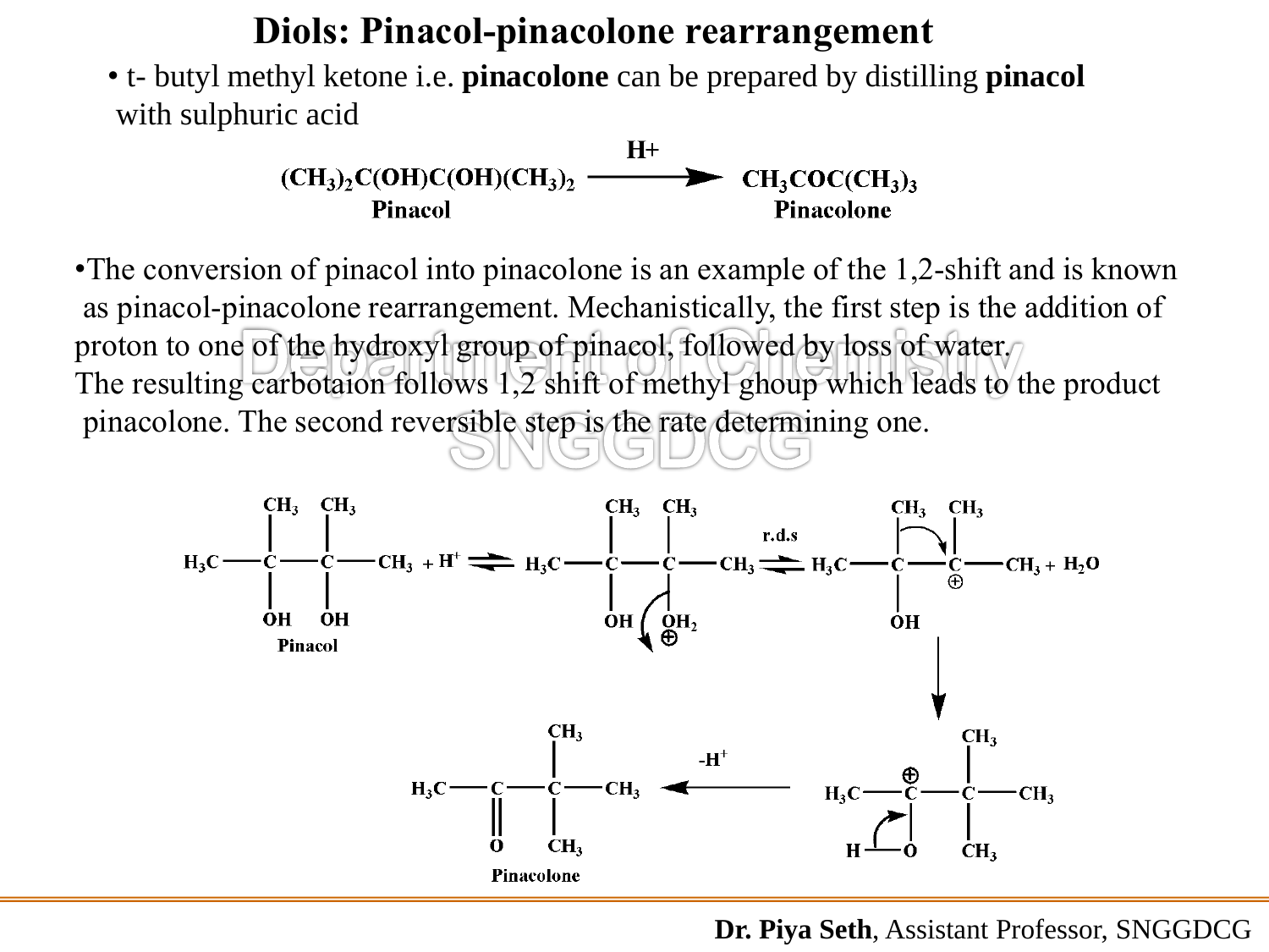# Diols: Pinacol-pinacolone rearrangement

- t- butyl methyl ketone i.e. **pinacolone** can be prepared by distilling **pinacol** with sulphuric acid

$$(CH_3)_2C(OH)C(OH)(CH_3)_2 \xrightarrow{H^+} CH_3COC(CH_3)_3$$

Pinacol → Pinacolone

- The conversion of pinacol into pinacolone is an example of the 1,2-shift and is known as pinacol-pinacolone rearrangement. Mechanistically, the first step is the addition of proton to one of the hydroxyl group of pinacol, followed by loss of water. The resulting carbotaion follows 1,2 shift of methyl ghoup which leads to the product pinacolone. The second reversible step is the rate determining one.

Pinacol $+ H^+ \rightleftharpoons$ $(CH_3)_2C(OH)C(OH_2^{\oplus})(CH_3)_2 \underset{\text{r.d.s}}{\rightleftharpoons}$ $(CH_3)_2C(OH)C^{\oplus}(CH_3)_2 + H_2O$

$\rightarrow$ $CH_3C^{\oplus}(OH)C(CH_3)_3 \xrightarrow{-H^+}$ $CH_3COC(CH_3)_3$

Pinacolone

**Dr. Piya Seth**, Assistant Professor, SNGGDCG